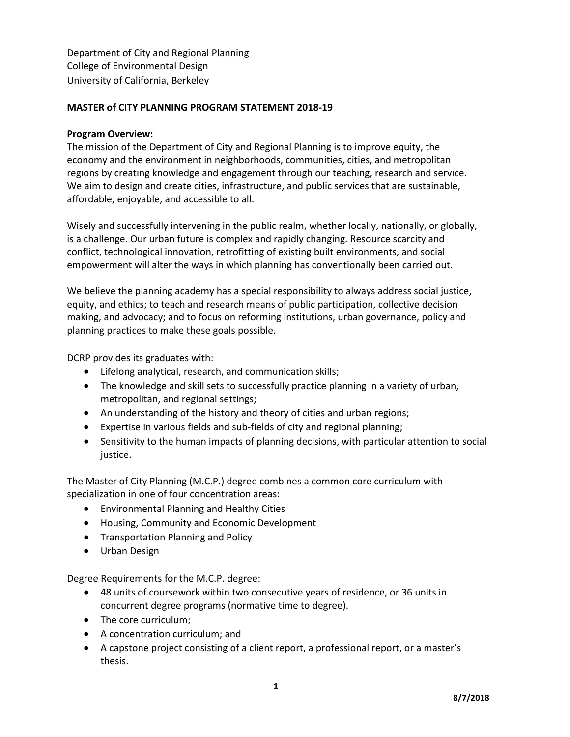Department of City and Regional Planning
College of Environmental Design
University of California, Berkeley

**MASTER of CITY PLANNING PROGRAM STATEMENT 2018-19**

**Program Overview:**
The mission of the Department of City and Regional Planning is to improve equity, the economy and the environment in neighborhoods, communities, cities, and metropolitan regions by creating knowledge and engagement through our teaching, research and service. We aim to design and create cities, infrastructure, and public services that are sustainable, affordable, enjoyable, and accessible to all.

Wisely and successfully intervening in the public realm, whether locally, nationally, or globally, is a challenge. Our urban future is complex and rapidly changing. Resource scarcity and conflict, technological innovation, retrofitting of existing built environments, and social empowerment will alter the ways in which planning has conventionally been carried out.

We believe the planning academy has a special responsibility to always address social justice, equity, and ethics; to teach and research means of public participation, collective decision making, and advocacy; and to focus on reforming institutions, urban governance, policy and planning practices to make these goals possible.

DCRP provides its graduates with:

- Lifelong analytical, research, and communication skills;
- The knowledge and skill sets to successfully practice planning in a variety of urban, metropolitan, and regional settings;
- An understanding of the history and theory of cities and urban regions;
- Expertise in various fields and sub-fields of city and regional planning;
- Sensitivity to the human impacts of planning decisions, with particular attention to social justice.

The Master of City Planning (M.C.P.) degree combines a common core curriculum with specialization in one of four concentration areas:

- Environmental Planning and Healthy Cities
- Housing, Community and Economic Development
- Transportation Planning and Policy
- Urban Design

Degree Requirements for the M.C.P. degree:

- 48 units of coursework within two consecutive years of residence, or 36 units in concurrent degree programs (normative time to degree).
- The core curriculum;
- A concentration curriculum; and
- A capstone project consisting of a client report, a professional report, or a master's thesis.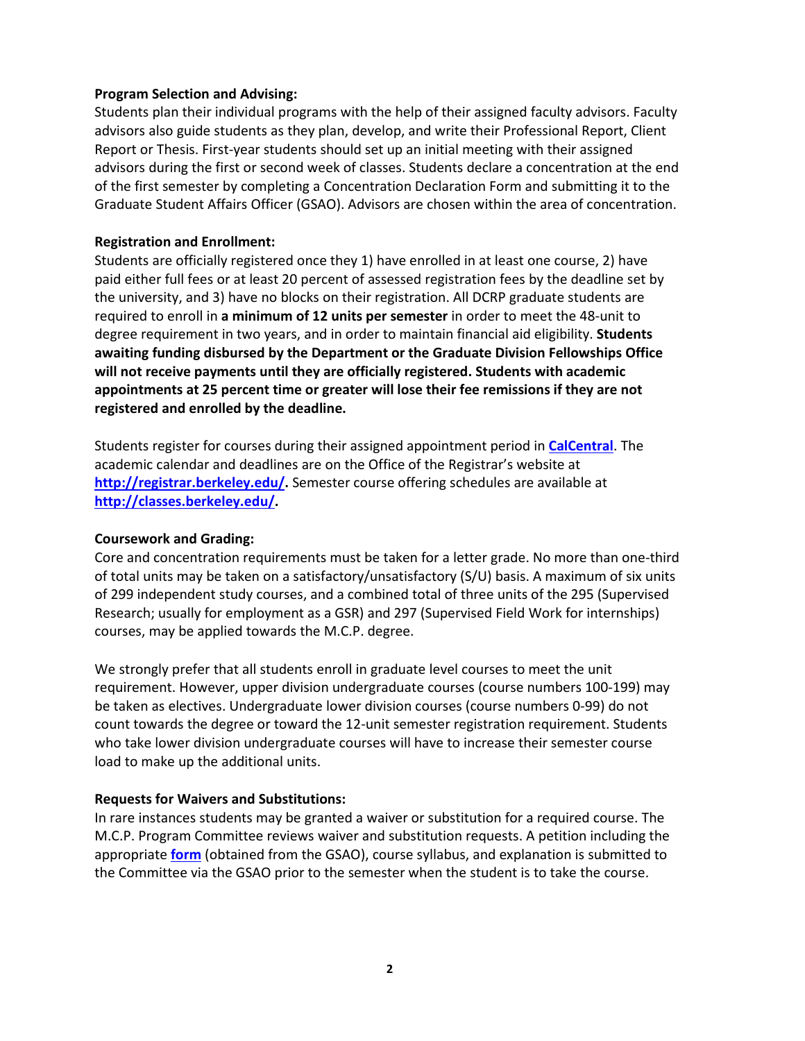**Program Selection and Advising:**
Students plan their individual programs with the help of their assigned faculty advisors. Faculty advisors also guide students as they plan, develop, and write their Professional Report, Client Report or Thesis. First-year students should set up an initial meeting with their assigned advisors during the first or second week of classes. Students declare a concentration at the end of the first semester by completing a Concentration Declaration Form and submitting it to the Graduate Student Affairs Officer (GSAO). Advisors are chosen within the area of concentration.

**Registration and Enrollment:**
Students are officially registered once they 1) have enrolled in at least one course, 2) have paid either full fees or at least 20 percent of assessed registration fees by the deadline set by the university, and 3) have no blocks on their registration. All DCRP graduate students are required to enroll in **a minimum of 12 units per semester** in order to meet the 48-unit to degree requirement in two years, and in order to maintain financial aid eligibility. **Students awaiting funding disbursed by the Department or the Graduate Division Fellowships Office will not receive payments until they are officially registered. Students with academic appointments at 25 percent time or greater will lose their fee remissions if they are not registered and enrolled by the deadline.**

Students register for courses during their assigned appointment period in **CalCentral**. The academic calendar and deadlines are on the Office of the Registrar's website at **http://registrar.berkeley.edu/.** Semester course offering schedules are available at **http://classes.berkeley.edu/.**

**Coursework and Grading:**
Core and concentration requirements must be taken for a letter grade. No more than one-third of total units may be taken on a satisfactory/unsatisfactory (S/U) basis. A maximum of six units of 299 independent study courses, and a combined total of three units of the 295 (Supervised Research; usually for employment as a GSR) and 297 (Supervised Field Work for internships) courses, may be applied towards the M.C.P. degree.

We strongly prefer that all students enroll in graduate level courses to meet the unit requirement. However, upper division undergraduate courses (course numbers 100-199) may be taken as electives. Undergraduate lower division courses (course numbers 0-99) do not count towards the degree or toward the 12-unit semester registration requirement. Students who take lower division undergraduate courses will have to increase their semester course load to make up the additional units.

**Requests for Waivers and Substitutions:**
In rare instances students may be granted a waiver or substitution for a required course. The M.C.P. Program Committee reviews waiver and substitution requests. A petition including the appropriate **form** (obtained from the GSAO), course syllabus, and explanation is submitted to the Committee via the GSAO prior to the semester when the student is to take the course.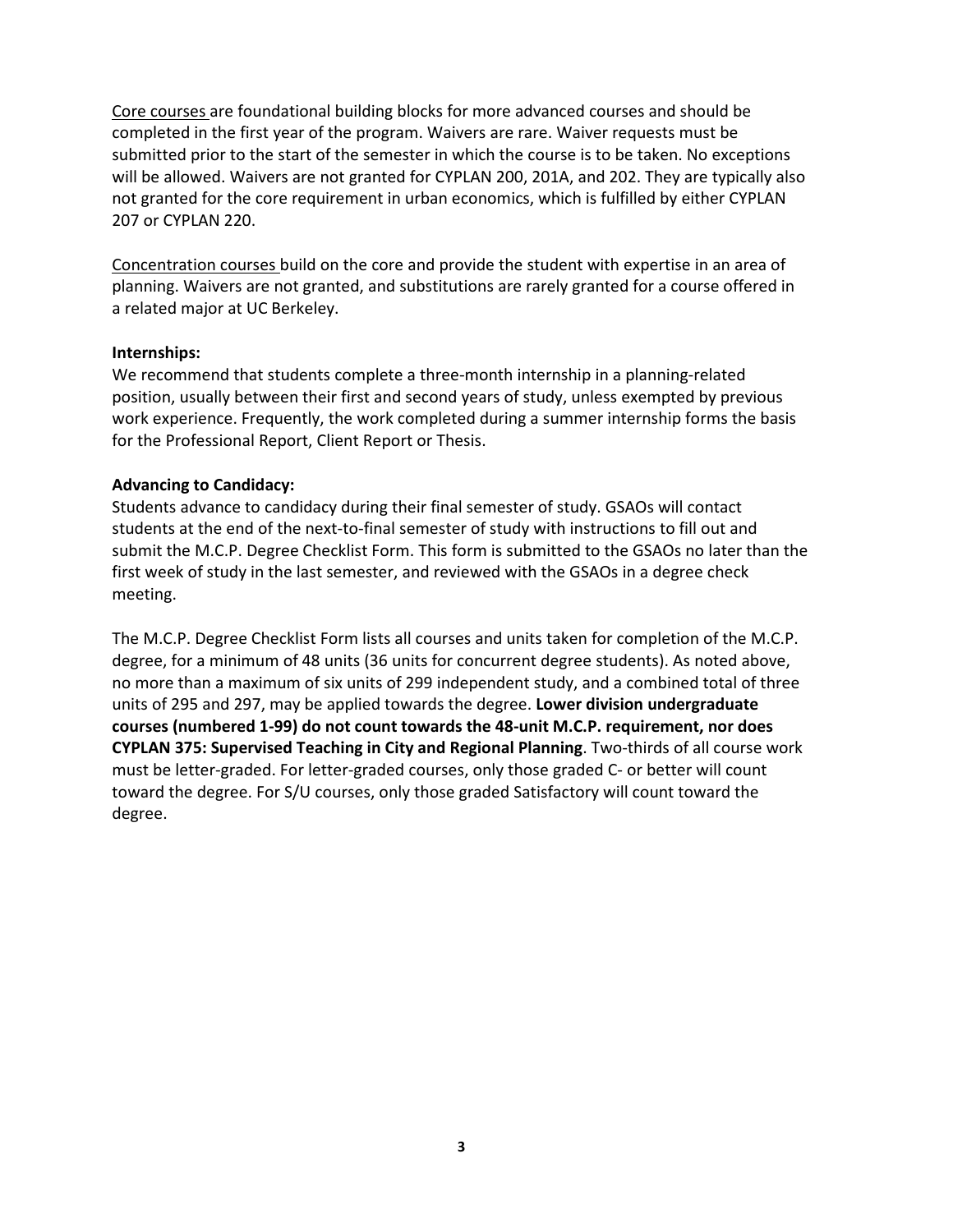Core courses are foundational building blocks for more advanced courses and should be completed in the first year of the program. Waivers are rare. Waiver requests must be submitted prior to the start of the semester in which the course is to be taken. No exceptions will be allowed. Waivers are not granted for CYPLAN 200, 201A, and 202. They are typically also not granted for the core requirement in urban economics, which is fulfilled by either CYPLAN 207 or CYPLAN 220.

Concentration courses build on the core and provide the student with expertise in an area of planning. Waivers are not granted, and substitutions are rarely granted for a course offered in a related major at UC Berkeley.

**Internships:**
We recommend that students complete a three-month internship in a planning-related position, usually between their first and second years of study, unless exempted by previous work experience. Frequently, the work completed during a summer internship forms the basis for the Professional Report, Client Report or Thesis.

**Advancing to Candidacy:**
Students advance to candidacy during their final semester of study. GSAOs will contact students at the end of the next-to-final semester of study with instructions to fill out and submit the M.C.P. Degree Checklist Form. This form is submitted to the GSAOs no later than the first week of study in the last semester, and reviewed with the GSAOs in a degree check meeting.

The M.C.P. Degree Checklist Form lists all courses and units taken for completion of the M.C.P. degree, for a minimum of 48 units (36 units for concurrent degree students). As noted above, no more than a maximum of six units of 299 independent study, and a combined total of three units of 295 and 297, may be applied towards the degree. **Lower division undergraduate courses (numbered 1-99) do not count towards the 48-unit M.C.P. requirement, nor does CYPLAN 375: Supervised Teaching in City and Regional Planning**. Two-thirds of all course work must be letter-graded. For letter-graded courses, only those graded C- or better will count toward the degree. For S/U courses, only those graded Satisfactory will count toward the degree.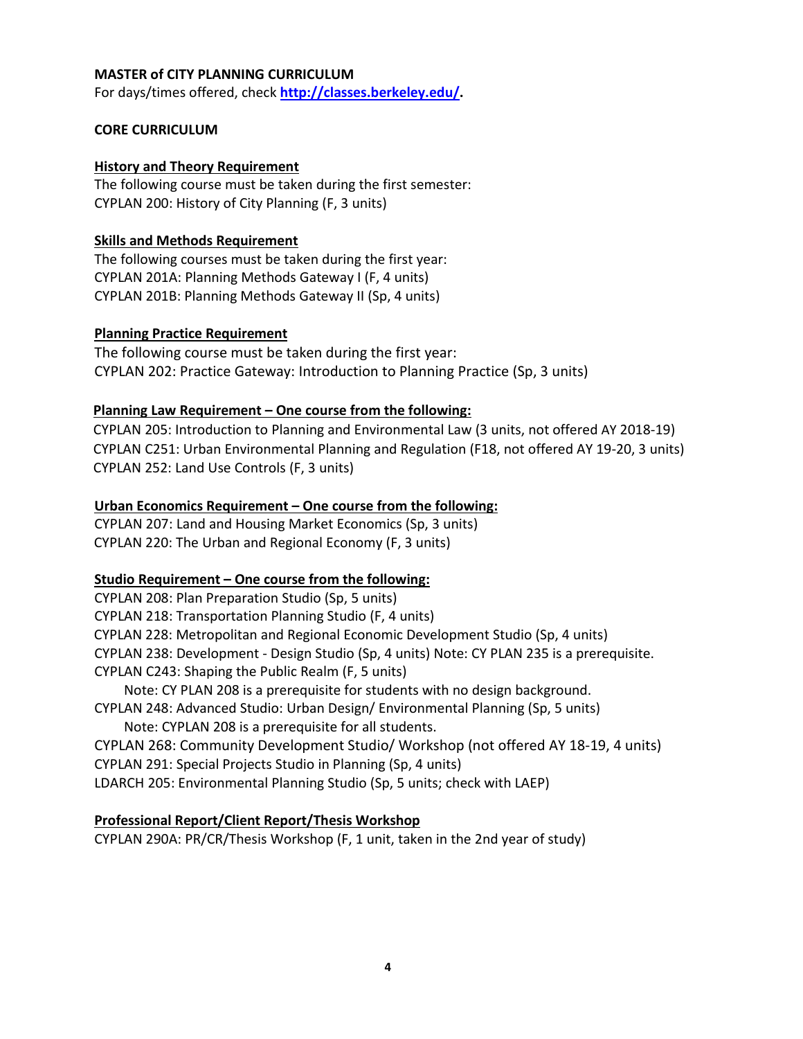**MASTER of CITY PLANNING CURRICULUM**

For days/times offered, check **http://classes.berkeley.edu/.**

**CORE CURRICULUM**

**History and Theory Requirement**

The following course must be taken during the first semester:
CYPLAN 200: History of City Planning (F, 3 units)

**Skills and Methods Requirement**

The following courses must be taken during the first year:
CYPLAN 201A: Planning Methods Gateway I (F, 4 units)
CYPLAN 201B: Planning Methods Gateway II (Sp, 4 units)

**Planning Practice Requirement**

The following course must be taken during the first year:
CYPLAN 202: Practice Gateway: Introduction to Planning Practice (Sp, 3 units)

**Planning Law Requirement – One course from the following:**

CYPLAN 205: Introduction to Planning and Environmental Law (3 units, not offered AY 2018-19)
CYPLAN C251: Urban Environmental Planning and Regulation (F18, not offered AY 19-20, 3 units)
CYPLAN 252: Land Use Controls (F, 3 units)

**Urban Economics Requirement – One course from the following:**

CYPLAN 207: Land and Housing Market Economics (Sp, 3 units)
CYPLAN 220: The Urban and Regional Economy (F, 3 units)

**Studio Requirement – One course from the following:**

CYPLAN 208: Plan Preparation Studio (Sp, 5 units)
CYPLAN 218: Transportation Planning Studio (F, 4 units)
CYPLAN 228: Metropolitan and Regional Economic Development Studio (Sp, 4 units)
CYPLAN 238: Development - Design Studio (Sp, 4 units) Note: CY PLAN 235 is a prerequisite.
CYPLAN C243: Shaping the Public Realm (F, 5 units)
  Note: CY PLAN 208 is a prerequisite for students with no design background.
CYPLAN 248: Advanced Studio: Urban Design/ Environmental Planning (Sp, 5 units)
  Note: CYPLAN 208 is a prerequisite for all students.
CYPLAN 268: Community Development Studio/ Workshop (not offered AY 18-19, 4 units)
CYPLAN 291: Special Projects Studio in Planning (Sp, 4 units)
LDARCH 205: Environmental Planning Studio (Sp, 5 units; check with LAEP)

**Professional Report/Client Report/Thesis Workshop**

CYPLAN 290A: PR/CR/Thesis Workshop (F, 1 unit, taken in the 2nd year of study)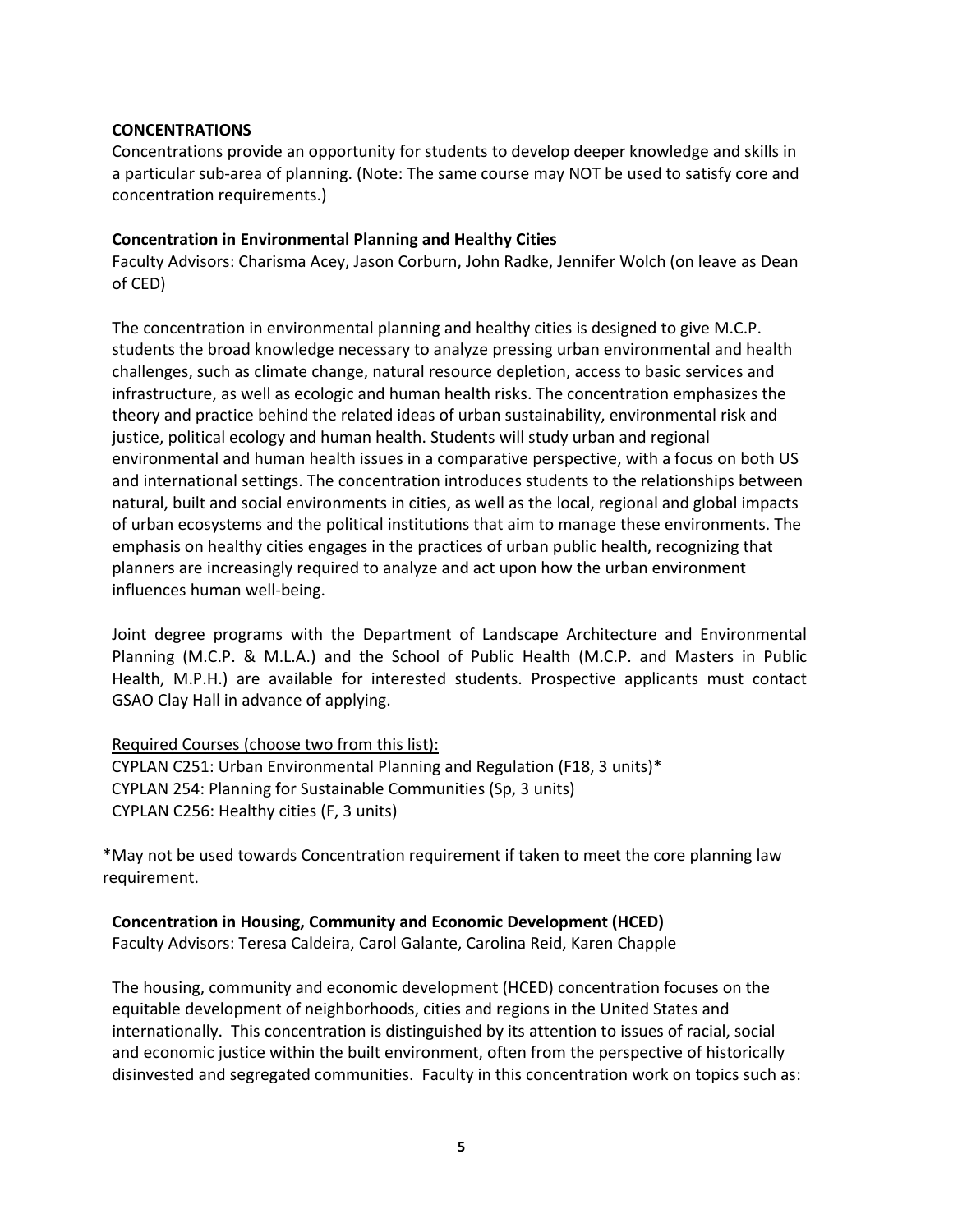## CONCENTRATIONS

Concentrations provide an opportunity for students to develop deeper knowledge and skills in a particular sub-area of planning. (Note: The same course may NOT be used to satisfy core and concentration requirements.)

### Concentration in Environmental Planning and Healthy Cities

Faculty Advisors: Charisma Acey, Jason Corburn, John Radke, Jennifer Wolch (on leave as Dean of CED)

The concentration in environmental planning and healthy cities is designed to give M.C.P. students the broad knowledge necessary to analyze pressing urban environmental and health challenges, such as climate change, natural resource depletion, access to basic services and infrastructure, as well as ecologic and human health risks. The concentration emphasizes the theory and practice behind the related ideas of urban sustainability, environmental risk and justice, political ecology and human health. Students will study urban and regional environmental and human health issues in a comparative perspective, with a focus on both US and international settings. The concentration introduces students to the relationships between natural, built and social environments in cities, as well as the local, regional and global impacts of urban ecosystems and the political institutions that aim to manage these environments. The emphasis on healthy cities engages in the practices of urban public health, recognizing that planners are increasingly required to analyze and act upon how the urban environment influences human well-being.

Joint degree programs with the Department of Landscape Architecture and Environmental Planning (M.C.P. & M.L.A.) and the School of Public Health (M.C.P. and Masters in Public Health, M.P.H.) are available for interested students. Prospective applicants must contact GSAO Clay Hall in advance of applying.

Required Courses (choose two from this list):

CYPLAN C251: Urban Environmental Planning and Regulation (F18, 3 units)*
CYPLAN 254: Planning for Sustainable Communities (Sp, 3 units)
CYPLAN C256: Healthy cities (F, 3 units)

*May not be used towards Concentration requirement if taken to meet the core planning law requirement.

### Concentration in Housing, Community and Economic Development (HCED)

Faculty Advisors: Teresa Caldeira, Carol Galante, Carolina Reid, Karen Chapple

The housing, community and economic development (HCED) concentration focuses on the equitable development of neighborhoods, cities and regions in the United States and internationally. This concentration is distinguished by its attention to issues of racial, social and economic justice within the built environment, often from the perspective of historically disinvested and segregated communities. Faculty in this concentration work on topics such as: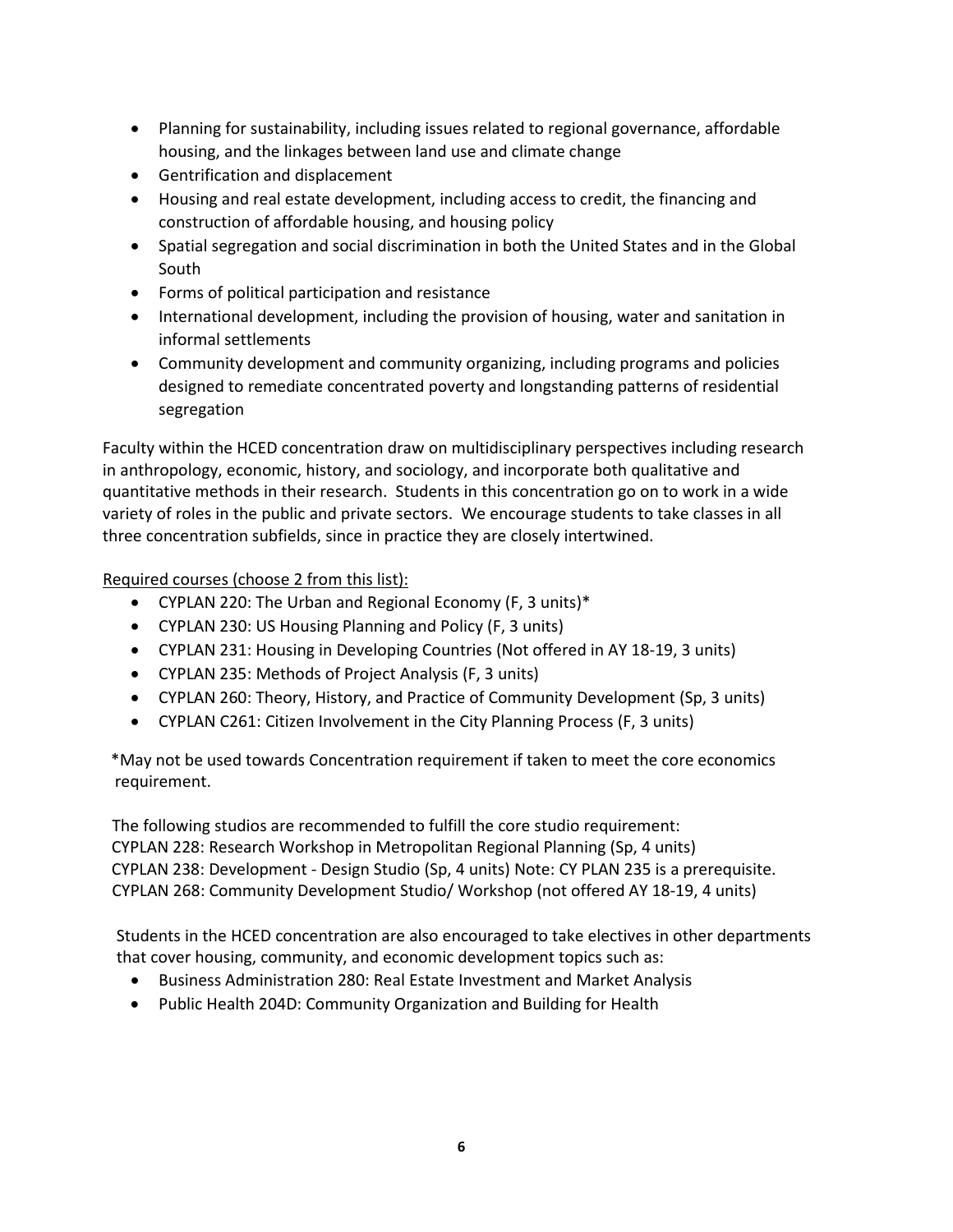- Planning for sustainability, including issues related to regional governance, affordable housing, and the linkages between land use and climate change
- Gentrification and displacement
- Housing and real estate development, including access to credit, the financing and construction of affordable housing, and housing policy
- Spatial segregation and social discrimination in both the United States and in the Global South
- Forms of political participation and resistance
- International development, including the provision of housing, water and sanitation in informal settlements
- Community development and community organizing, including programs and policies designed to remediate concentrated poverty and longstanding patterns of residential segregation

Faculty within the HCED concentration draw on multidisciplinary perspectives including research in anthropology, economic, history, and sociology, and incorporate both qualitative and quantitative methods in their research. Students in this concentration go on to work in a wide variety of roles in the public and private sectors. We encourage students to take classes in all three concentration subfields, since in practice they are closely intertwined.

Required courses (choose 2 from this list):

- CYPLAN 220: The Urban and Regional Economy (F, 3 units)*
- CYPLAN 230: US Housing Planning and Policy (F, 3 units)
- CYPLAN 231: Housing in Developing Countries (Not offered in AY 18-19, 3 units)
- CYPLAN 235: Methods of Project Analysis (F, 3 units)
- CYPLAN 260: Theory, History, and Practice of Community Development (Sp, 3 units)
- CYPLAN C261: Citizen Involvement in the City Planning Process (F, 3 units)

*May not be used towards Concentration requirement if taken to meet the core economics requirement.

The following studios are recommended to fulfill the core studio requirement:
CYPLAN 228: Research Workshop in Metropolitan Regional Planning (Sp, 4 units)
CYPLAN 238: Development - Design Studio (Sp, 4 units) Note: CY PLAN 235 is a prerequisite.
CYPLAN 268: Community Development Studio/ Workshop (not offered AY 18-19, 4 units)

Students in the HCED concentration are also encouraged to take electives in other departments that cover housing, community, and economic development topics such as:

- Business Administration 280: Real Estate Investment and Market Analysis
- Public Health 204D: Community Organization and Building for Health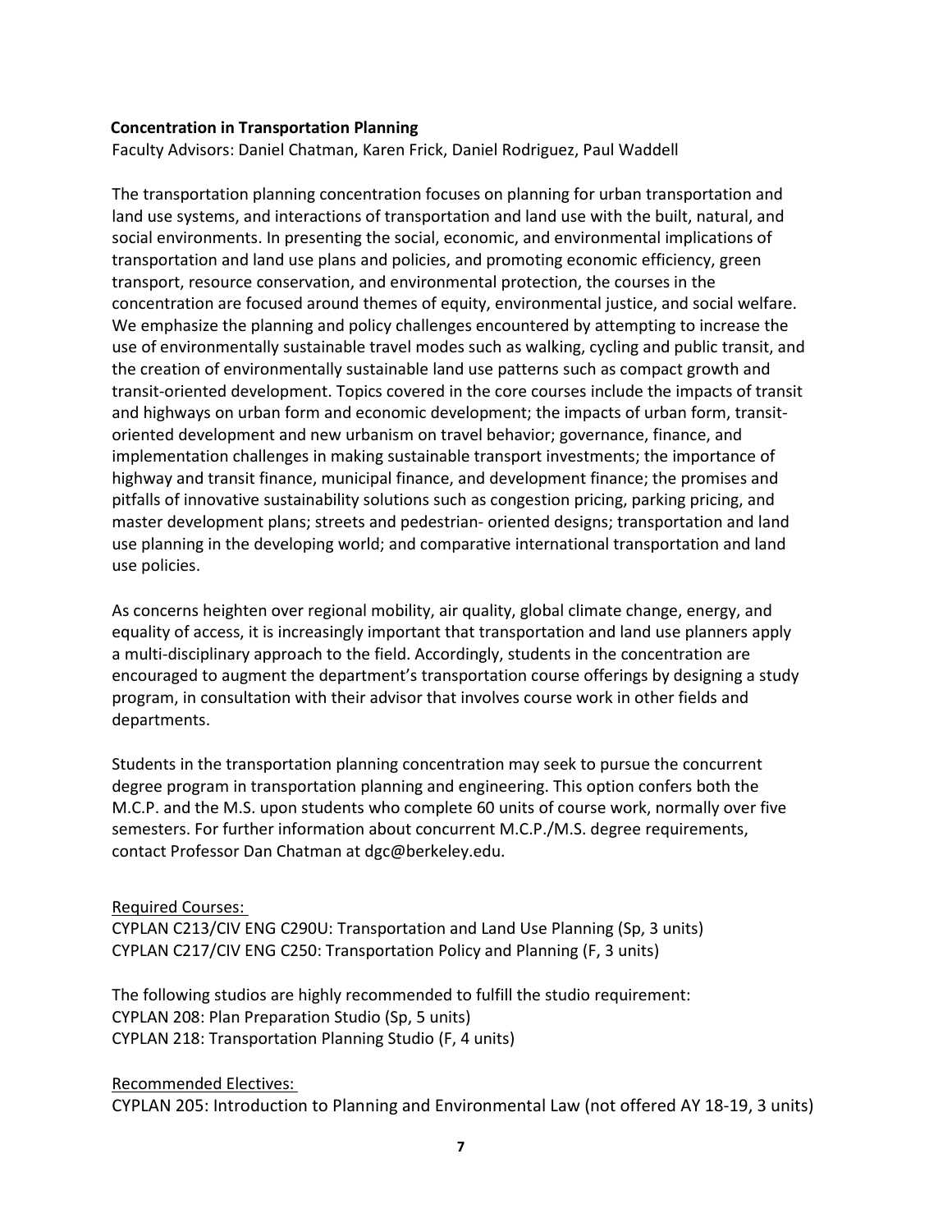**Concentration in Transportation Planning**

Faculty Advisors: Daniel Chatman, Karen Frick, Daniel Rodriguez, Paul Waddell

The transportation planning concentration focuses on planning for urban transportation and land use systems, and interactions of transportation and land use with the built, natural, and social environments. In presenting the social, economic, and environmental implications of transportation and land use plans and policies, and promoting economic efficiency, green transport, resource conservation, and environmental protection, the courses in the concentration are focused around themes of equity, environmental justice, and social welfare. We emphasize the planning and policy challenges encountered by attempting to increase the use of environmentally sustainable travel modes such as walking, cycling and public transit, and the creation of environmentally sustainable land use patterns such as compact growth and transit-oriented development. Topics covered in the core courses include the impacts of transit and highways on urban form and economic development; the impacts of urban form, transit-oriented development and new urbanism on travel behavior; governance, finance, and implementation challenges in making sustainable transport investments; the importance of highway and transit finance, municipal finance, and development finance; the promises and pitfalls of innovative sustainability solutions such as congestion pricing, parking pricing, and master development plans; streets and pedestrian- oriented designs; transportation and land use planning in the developing world; and comparative international transportation and land use policies.

As concerns heighten over regional mobility, air quality, global climate change, energy, and equality of access, it is increasingly important that transportation and land use planners apply a multi-disciplinary approach to the field. Accordingly, students in the concentration are encouraged to augment the department's transportation course offerings by designing a study program, in consultation with their advisor that involves course work in other fields and departments.

Students in the transportation planning concentration may seek to pursue the concurrent degree program in transportation planning and engineering. This option confers both the M.C.P. and the M.S. upon students who complete 60 units of course work, normally over five semesters. For further information about concurrent M.C.P./M.S. degree requirements, contact Professor Dan Chatman at dgc@berkeley.edu.

Required Courses:

CYPLAN C213/CIV ENG C290U: Transportation and Land Use Planning (Sp, 3 units)
CYPLAN C217/CIV ENG C250: Transportation Policy and Planning (F, 3 units)

The following studios are highly recommended to fulfill the studio requirement:
CYPLAN 208: Plan Preparation Studio (Sp, 5 units)
CYPLAN 218: Transportation Planning Studio (F, 4 units)

Recommended Electives:

CYPLAN 205: Introduction to Planning and Environmental Law (not offered AY 18-19, 3 units)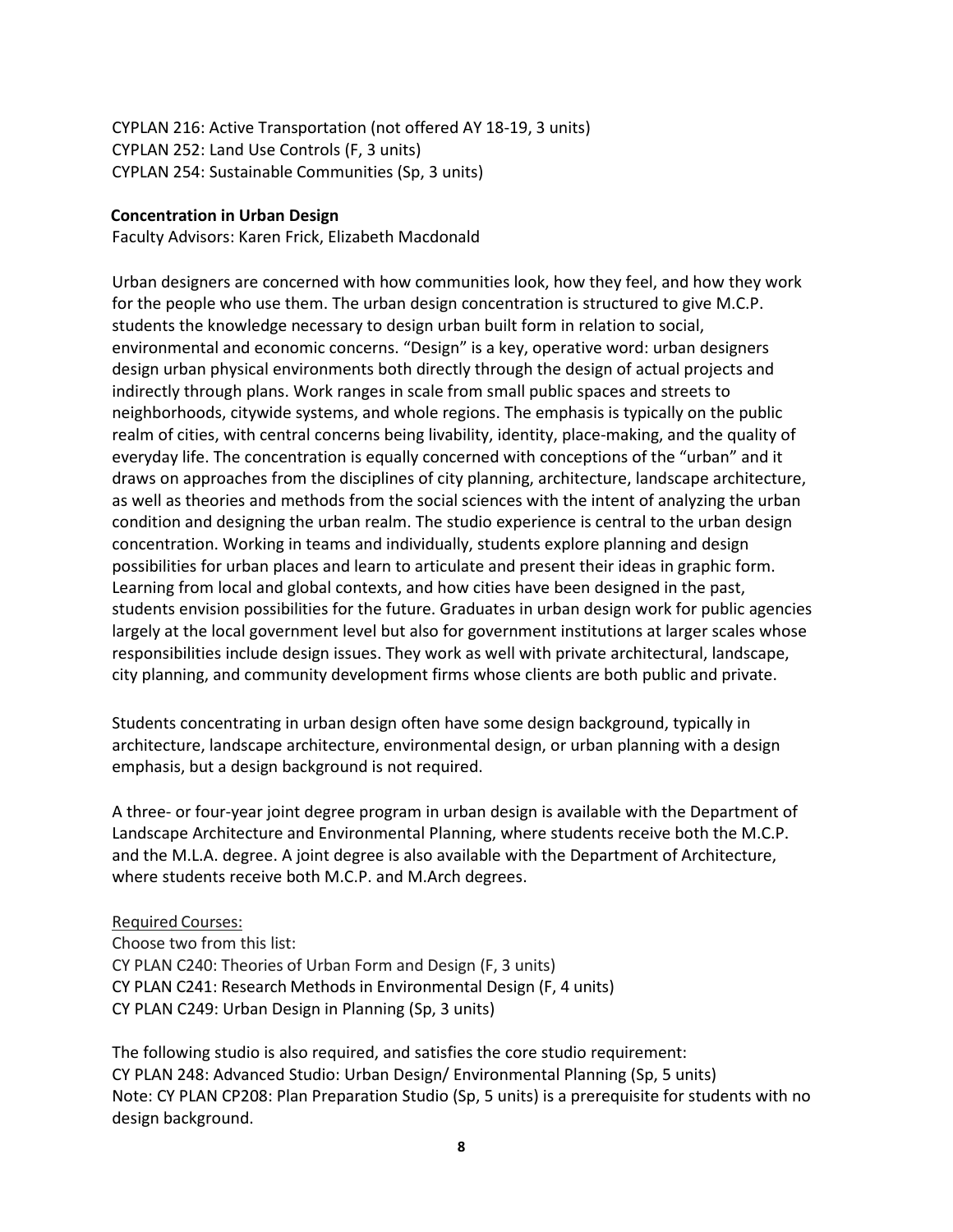CYPLAN 216: Active Transportation (not offered AY 18-19, 3 units)
CYPLAN 252: Land Use Controls (F, 3 units)
CYPLAN 254: Sustainable Communities (Sp, 3 units)

**Concentration in Urban Design**

Faculty Advisors: Karen Frick, Elizabeth Macdonald

Urban designers are concerned with how communities look, how they feel, and how they work for the people who use them. The urban design concentration is structured to give M.C.P. students the knowledge necessary to design urban built form in relation to social, environmental and economic concerns. "Design" is a key, operative word: urban designers design urban physical environments both directly through the design of actual projects and indirectly through plans. Work ranges in scale from small public spaces and streets to neighborhoods, citywide systems, and whole regions. The emphasis is typically on the public realm of cities, with central concerns being livability, identity, place-making, and the quality of everyday life. The concentration is equally concerned with conceptions of the "urban" and it draws on approaches from the disciplines of city planning, architecture, landscape architecture, as well as theories and methods from the social sciences with the intent of analyzing the urban condition and designing the urban realm. The studio experience is central to the urban design concentration. Working in teams and individually, students explore planning and design possibilities for urban places and learn to articulate and present their ideas in graphic form. Learning from local and global contexts, and how cities have been designed in the past, students envision possibilities for the future. Graduates in urban design work for public agencies largely at the local government level but also for government institutions at larger scales whose responsibilities include design issues. They work as well with private architectural, landscape, city planning, and community development firms whose clients are both public and private.

Students concentrating in urban design often have some design background, typically in architecture, landscape architecture, environmental design, or urban planning with a design emphasis, but a design background is not required.

A three- or four-year joint degree program in urban design is available with the Department of Landscape Architecture and Environmental Planning, where students receive both the M.C.P. and the M.L.A. degree. A joint degree is also available with the Department of Architecture, where students receive both M.C.P. and M.Arch degrees.

Required Courses:

Choose two from this list:
CY PLAN C240: Theories of Urban Form and Design (F, 3 units)
CY PLAN C241: Research Methods in Environmental Design (F, 4 units)
CY PLAN C249: Urban Design in Planning (Sp, 3 units)

The following studio is also required, and satisfies the core studio requirement:
CY PLAN 248: Advanced Studio: Urban Design/ Environmental Planning (Sp, 5 units)
Note: CY PLAN CP208: Plan Preparation Studio (Sp, 5 units) is a prerequisite for students with no design background.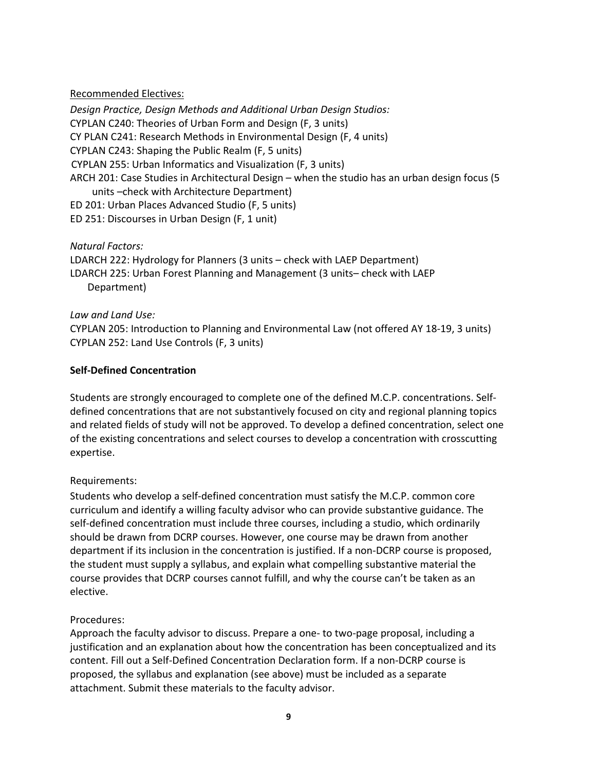Recommended Electives:

*Design Practice, Design Methods and Additional Urban Design Studios:*
CYPLAN C240: Theories of Urban Form and Design (F, 3 units)
CY PLAN C241: Research Methods in Environmental Design (F, 4 units)
CYPLAN C243: Shaping the Public Realm (F, 5 units)
CYPLAN 255: Urban Informatics and Visualization (F, 3 units)
ARCH 201: Case Studies in Architectural Design – when the studio has an urban design focus (5 units –check with Architecture Department)
ED 201: Urban Places Advanced Studio (F, 5 units)
ED 251: Discourses in Urban Design (F, 1 unit)

*Natural Factors:*
LDARCH 222: Hydrology for Planners (3 units – check with LAEP Department)
LDARCH 225: Urban Forest Planning and Management (3 units– check with LAEP Department)

*Law and Land Use:*
CYPLAN 205: Introduction to Planning and Environmental Law (not offered AY 18-19, 3 units)
CYPLAN 252: Land Use Controls (F, 3 units)

**Self-Defined Concentration**

Students are strongly encouraged to complete one of the defined M.C.P. concentrations. Self-defined concentrations that are not substantively focused on city and regional planning topics and related fields of study will not be approved. To develop a defined concentration, select one of the existing concentrations and select courses to develop a concentration with crosscutting expertise.

Requirements:
Students who develop a self-defined concentration must satisfy the M.C.P. common core curriculum and identify a willing faculty advisor who can provide substantive guidance. The self-defined concentration must include three courses, including a studio, which ordinarily should be drawn from DCRP courses. However, one course may be drawn from another department if its inclusion in the concentration is justified. If a non-DCRP course is proposed, the student must supply a syllabus, and explain what compelling substantive material the course provides that DCRP courses cannot fulfill, and why the course can't be taken as an elective.

Procedures:
Approach the faculty advisor to discuss. Prepare a one- to two-page proposal, including a justification and an explanation about how the concentration has been conceptualized and its content. Fill out a Self-Defined Concentration Declaration form. If a non-DCRP course is proposed, the syllabus and explanation (see above) must be included as a separate attachment. Submit these materials to the faculty advisor.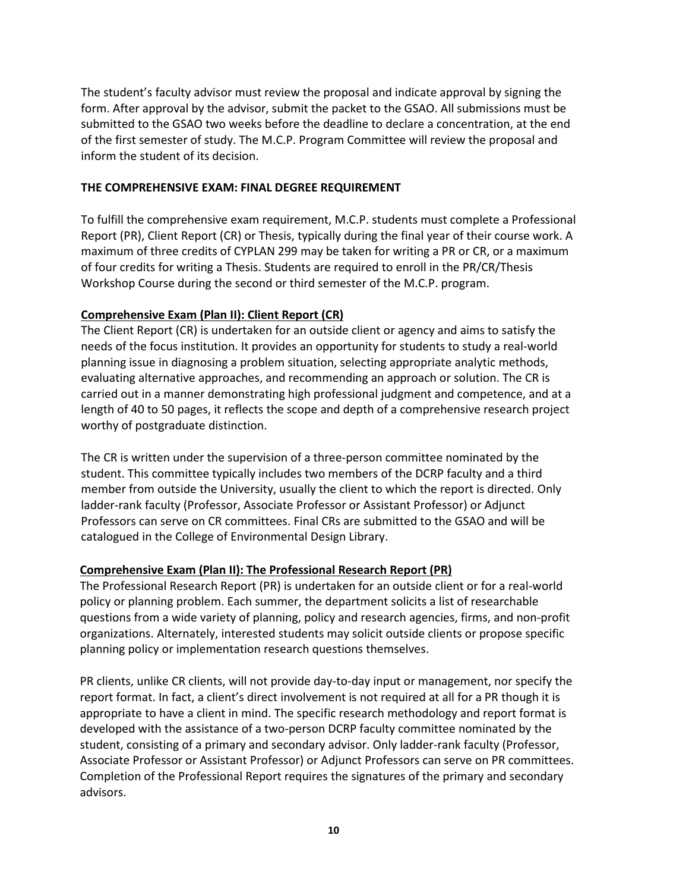The student's faculty advisor must review the proposal and indicate approval by signing the form. After approval by the advisor, submit the packet to the GSAO. All submissions must be submitted to the GSAO two weeks before the deadline to declare a concentration, at the end of the first semester of study. The M.C.P. Program Committee will review the proposal and inform the student of its decision.

## THE COMPREHENSIVE EXAM: FINAL DEGREE REQUIREMENT

To fulfill the comprehensive exam requirement, M.C.P. students must complete a Professional Report (PR), Client Report (CR) or Thesis, typically during the final year of their course work. A maximum of three credits of CYPLAN 299 may be taken for writing a PR or CR, or a maximum of four credits for writing a Thesis. Students are required to enroll in the PR/CR/Thesis Workshop Course during the second or third semester of the M.C.P. program.

### Comprehensive Exam (Plan II): Client Report (CR)

The Client Report (CR) is undertaken for an outside client or agency and aims to satisfy the needs of the focus institution. It provides an opportunity for students to study a real-world planning issue in diagnosing a problem situation, selecting appropriate analytic methods, evaluating alternative approaches, and recommending an approach or solution. The CR is carried out in a manner demonstrating high professional judgment and competence, and at a length of 40 to 50 pages, it reflects the scope and depth of a comprehensive research project worthy of postgraduate distinction.

The CR is written under the supervision of a three-person committee nominated by the student. This committee typically includes two members of the DCRP faculty and a third member from outside the University, usually the client to which the report is directed. Only ladder-rank faculty (Professor, Associate Professor or Assistant Professor) or Adjunct Professors can serve on CR committees. Final CRs are submitted to the GSAO and will be catalogued in the College of Environmental Design Library.

### Comprehensive Exam (Plan II): The Professional Research Report (PR)

The Professional Research Report (PR) is undertaken for an outside client or for a real-world policy or planning problem. Each summer, the department solicits a list of researchable questions from a wide variety of planning, policy and research agencies, firms, and non-profit organizations. Alternately, interested students may solicit outside clients or propose specific planning policy or implementation research questions themselves.

PR clients, unlike CR clients, will not provide day-to-day input or management, nor specify the report format. In fact, a client's direct involvement is not required at all for a PR though it is appropriate to have a client in mind. The specific research methodology and report format is developed with the assistance of a two-person DCRP faculty committee nominated by the student, consisting of a primary and secondary advisor. Only ladder-rank faculty (Professor, Associate Professor or Assistant Professor) or Adjunct Professors can serve on PR committees. Completion of the Professional Report requires the signatures of the primary and secondary advisors.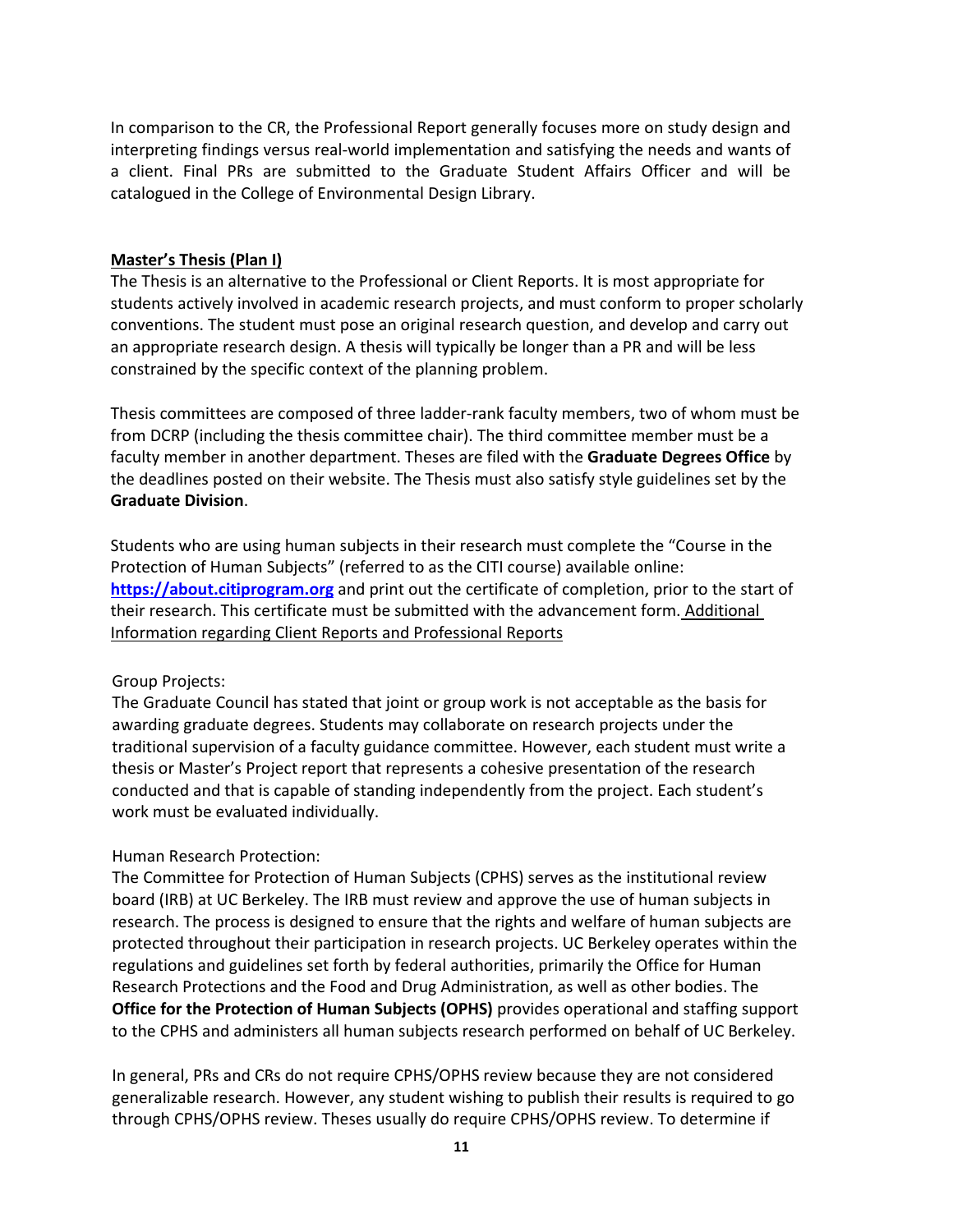In comparison to the CR, the Professional Report generally focuses more on study design and interpreting findings versus real-world implementation and satisfying the needs and wants of a client. Final PRs are submitted to the Graduate Student Affairs Officer and will be catalogued in the College of Environmental Design Library.

## Master's Thesis (Plan I)

The Thesis is an alternative to the Professional or Client Reports. It is most appropriate for students actively involved in academic research projects, and must conform to proper scholarly conventions. The student must pose an original research question, and develop and carry out an appropriate research design. A thesis will typically be longer than a PR and will be less constrained by the specific context of the planning problem.

Thesis committees are composed of three ladder-rank faculty members, two of whom must be from DCRP (including the thesis committee chair). The third committee member must be a faculty member in another department. Theses are filed with the **Graduate Degrees Office** by the deadlines posted on their website. The Thesis must also satisfy style guidelines set by the **Graduate Division**.

Students who are using human subjects in their research must complete the "Course in the Protection of Human Subjects" (referred to as the CITI course) available online: **https://about.citiprogram.org** and print out the certificate of completion, prior to the start of their research. This certificate must be submitted with the advancement form. Additional Information regarding Client Reports and Professional Reports

Group Projects:
The Graduate Council has stated that joint or group work is not acceptable as the basis for awarding graduate degrees. Students may collaborate on research projects under the traditional supervision of a faculty guidance committee. However, each student must write a thesis or Master's Project report that represents a cohesive presentation of the research conducted and that is capable of standing independently from the project. Each student's work must be evaluated individually.

Human Research Protection:
The Committee for Protection of Human Subjects (CPHS) serves as the institutional review board (IRB) at UC Berkeley. The IRB must review and approve the use of human subjects in research. The process is designed to ensure that the rights and welfare of human subjects are protected throughout their participation in research projects. UC Berkeley operates within the regulations and guidelines set forth by federal authorities, primarily the Office for Human Research Protections and the Food and Drug Administration, as well as other bodies. The **Office for the Protection of Human Subjects (OPHS)** provides operational and staffing support to the CPHS and administers all human subjects research performed on behalf of UC Berkeley.

In general, PRs and CRs do not require CPHS/OPHS review because they are not considered generalizable research. However, any student wishing to publish their results is required to go through CPHS/OPHS review. Theses usually do require CPHS/OPHS review. To determine if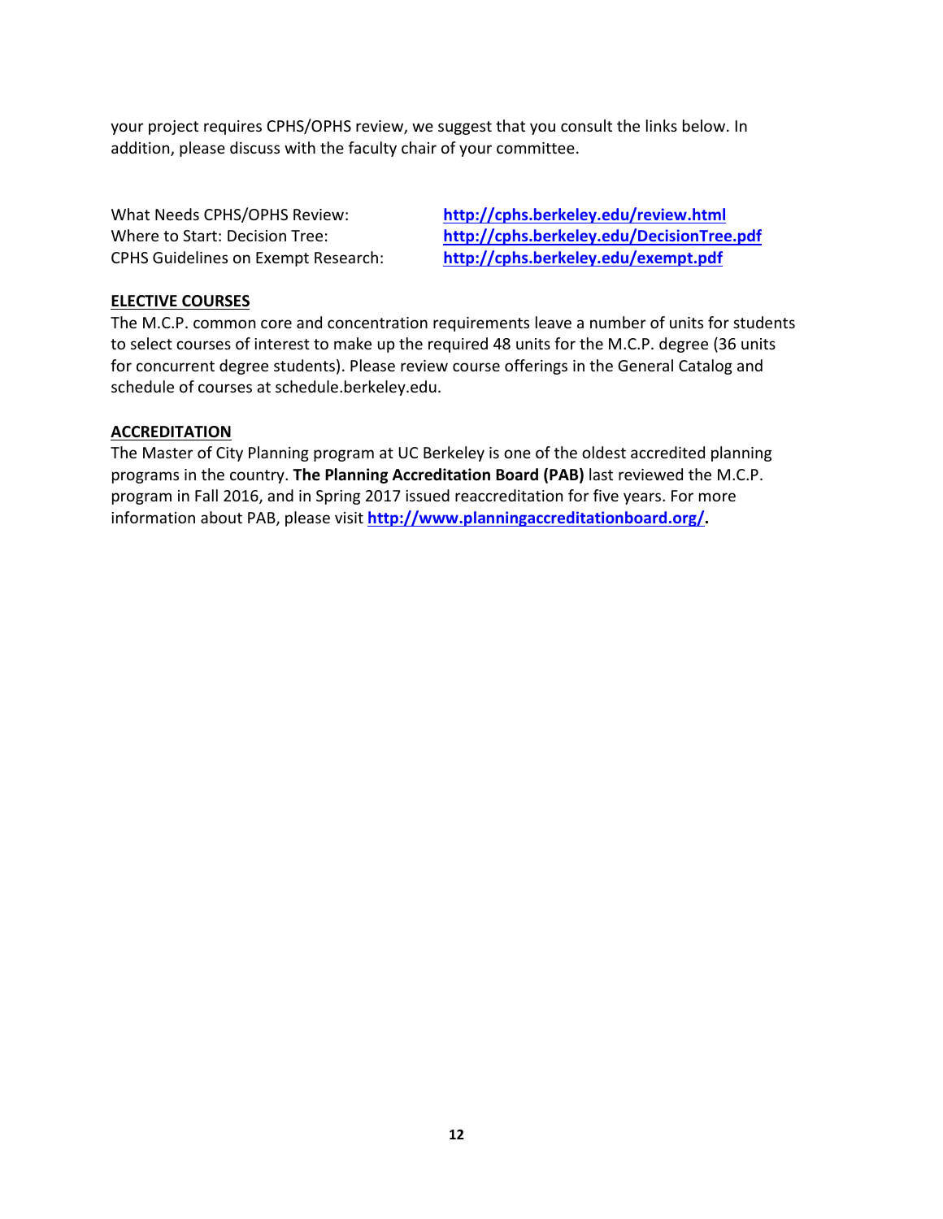your project requires CPHS/OPHS review, we suggest that you consult the links below. In addition, please discuss with the faculty chair of your committee.

| | |
|---|---|
| What Needs CPHS/OPHS Review: | **http://cphs.berkeley.edu/review.html** |
| Where to Start: Decision Tree: | **http://cphs.berkeley.edu/DecisionTree.pdf** |
| CPHS Guidelines on Exempt Research: | **http://cphs.berkeley.edu/exempt.pdf** |

## ELECTIVE COURSES

The M.C.P. common core and concentration requirements leave a number of units for students to select courses of interest to make up the required 48 units for the M.C.P. degree (36 units for concurrent degree students). Please review course offerings in the General Catalog and schedule of courses at schedule.berkeley.edu.

## ACCREDITATION

The Master of City Planning program at UC Berkeley is one of the oldest accredited planning programs in the country. **The Planning Accreditation Board (PAB)** last reviewed the M.C.P. program in Fall 2016, and in Spring 2017 issued reaccreditation for five years. For more information about PAB, please visit **http://www.planningaccreditationboard.org/.**